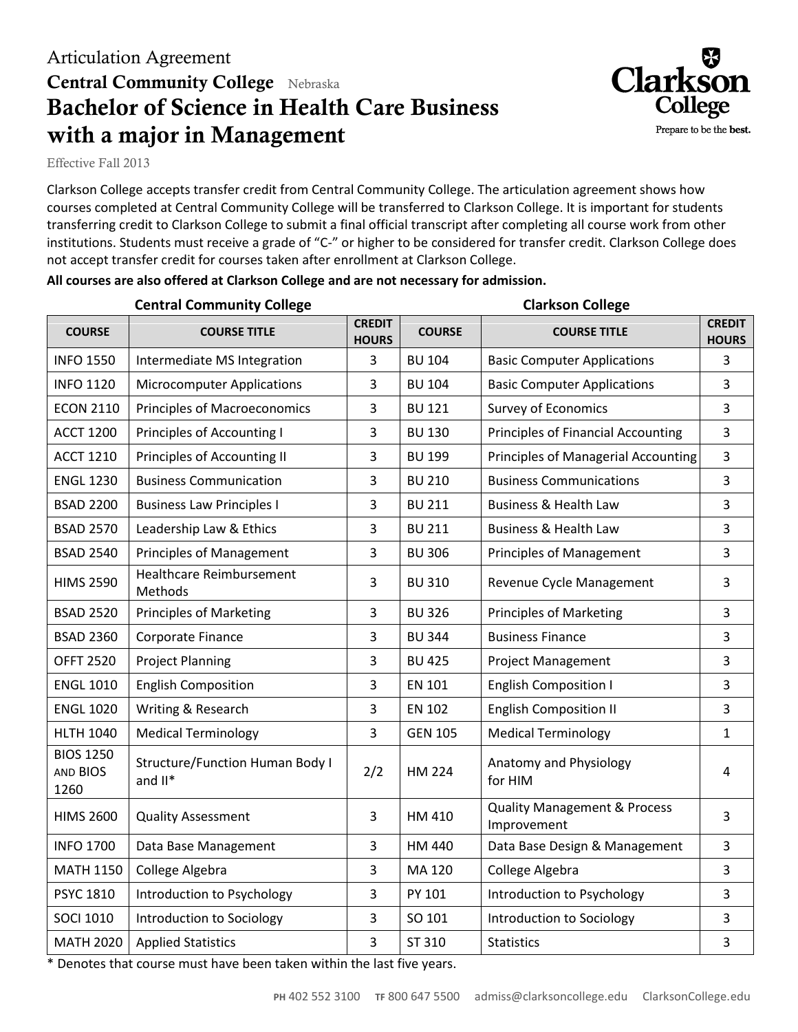Articulation Agreement

**Central Community College** Nebraska

# Bachelor of Science in Health Care Business with a major in Management

Effective Fall 2013

Clarkson College accepts transfer credit from Central Community College. The articulation agreement shows how courses completed at Central Community College will be transferred to Clarkson College. It is important for students transferring credit to Clarkson College to submit a final official transcript after completing all course work from other institutions. Students must receive a grade of "C-" or higher to be considered for transfer credit. Clarkson College does not accept transfer credit for courses taken after enrollment at Clarkson College.

**All courses are also offered at Clarkson College and are not necessary for admission.**

| Central Community College | | | Clarkson College | | |
|---|---|---|---|---|---|
| **COURSE** | **COURSE TITLE** | **CREDIT HOURS** | **COURSE** | **COURSE TITLE** | **CREDIT HOURS** |
| INFO 1550 | Intermediate MS Integration | 3 | BU 104 | Basic Computer Applications | 3 |
| INFO 1120 | Microcomputer Applications | 3 | BU 104 | Basic Computer Applications | 3 |
| ECON 2110 | Principles of Macroeconomics | 3 | BU 121 | Survey of Economics | 3 |
| ACCT 1200 | Principles of Accounting I | 3 | BU 130 | Principles of Financial Accounting | 3 |
| ACCT 1210 | Principles of Accounting II | 3 | BU 199 | Principles of Managerial Accounting | 3 |
| ENGL 1230 | Business Communication | 3 | BU 210 | Business Communications | 3 |
| BSAD 2200 | Business Law Principles I | 3 | BU 211 | Business & Health Law | 3 |
| BSAD 2570 | Leadership Law & Ethics | 3 | BU 211 | Business & Health Law | 3 |
| BSAD 2540 | Principles of Management | 3 | BU 306 | Principles of Management | 3 |
| HIMS 2590 | Healthcare Reimbursement Methods | 3 | BU 310 | Revenue Cycle Management | 3 |
| BSAD 2520 | Principles of Marketing | 3 | BU 326 | Principles of Marketing | 3 |
| BSAD 2360 | Corporate Finance | 3 | BU 344 | Business Finance | 3 |
| OFFT 2520 | Project Planning | 3 | BU 425 | Project Management | 3 |
| ENGL 1010 | English Composition | 3 | EN 101 | English Composition I | 3 |
| ENGL 1020 | Writing & Research | 3 | EN 102 | English Composition II | 3 |
| HLTH 1040 | Medical Terminology | 3 | GEN 105 | Medical Terminology | 1 |
| BIOS 1250 AND BIOS 1260 | Structure/Function Human Body I and II* | 2/2 | HM 224 | Anatomy and Physiology for HIM | 4 |
| HIMS 2600 | Quality Assessment | 3 | HM 410 | Quality Management & Process Improvement | 3 |
| INFO 1700 | Data Base Management | 3 | HM 440 | Data Base Design & Management | 3 |
| MATH 1150 | College Algebra | 3 | MA 120 | College Algebra | 3 |
| PSYC 1810 | Introduction to Psychology | 3 | PY 101 | Introduction to Psychology | 3 |
| SOCI 1010 | Introduction to Sociology | 3 | SO 101 | Introduction to Sociology | 3 |
| MATH 2020 | Applied Statistics | 3 | ST 310 | Statistics | 3 |

* Denotes that course must have been taken within the last five years.

PH 402 552 3100 TF 800 647 5500 admiss@clarksoncollege.edu ClarksonCollege.edu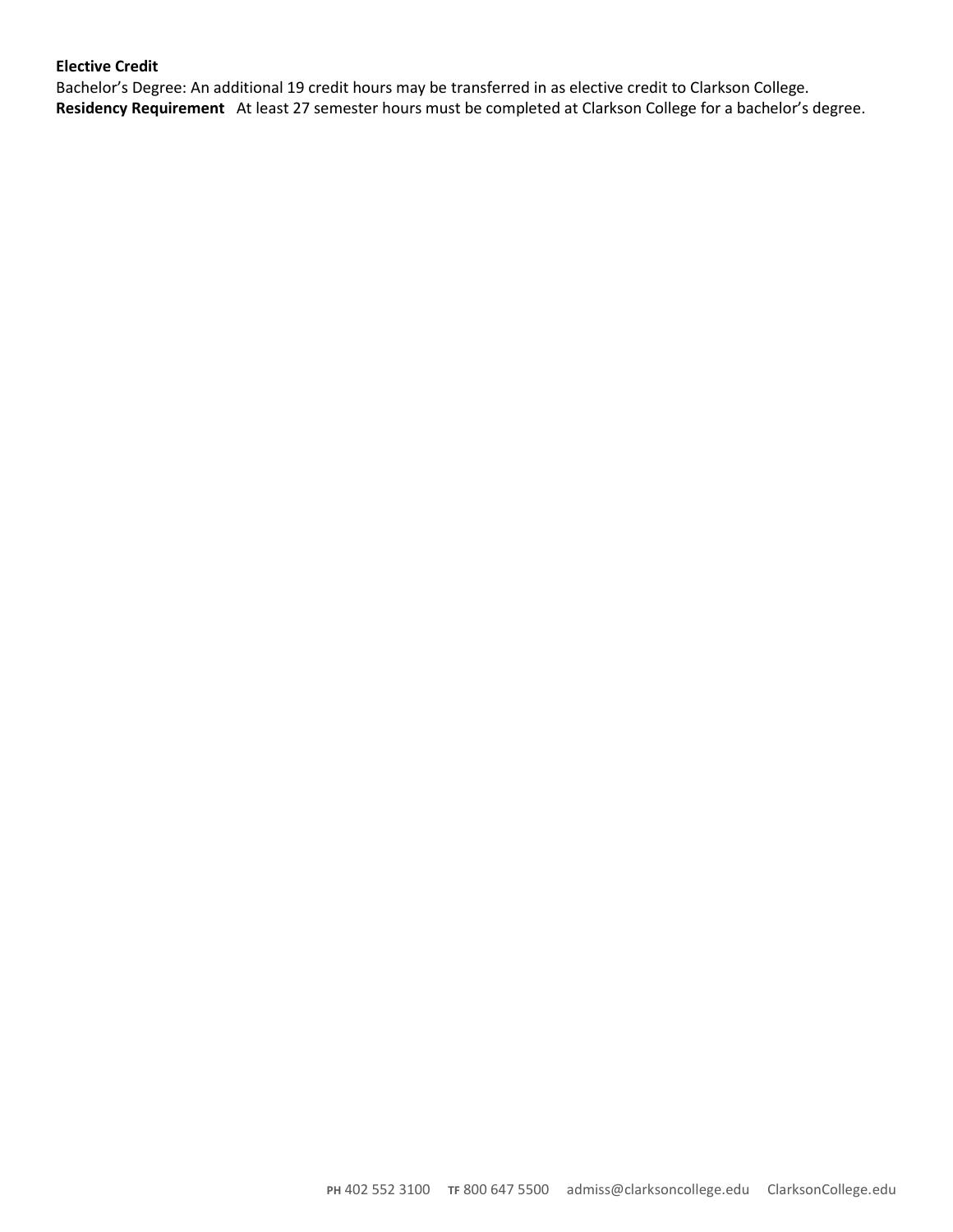**Elective Credit**

Bachelor's Degree: An additional 19 credit hours may be transferred in as elective credit to Clarkson College.

**Residency Requirement** At least 27 semester hours must be completed at Clarkson College for a bachelor's degree.